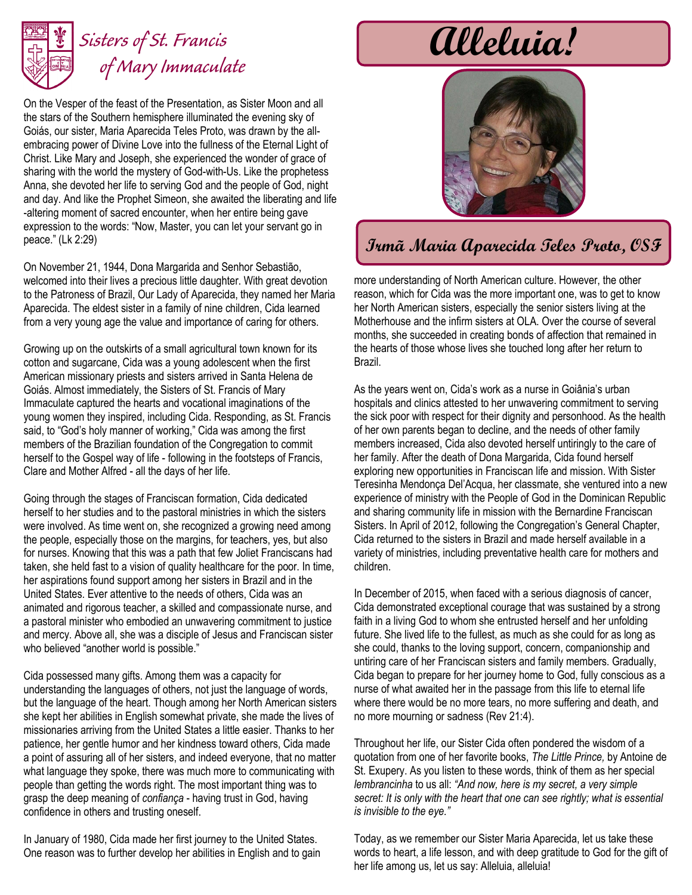# Sisters of St. Francis of Mary Immaculate

# Alleluia!

## Irmã Maria Aparecida Teles Proto, OSF

On the Vesper of the feast of the Presentation, as Sister Moon and all the stars of the Southern hemisphere illuminated the evening sky of Goiás, our sister, Maria Aparecida Teles Proto, was drawn by the all-embracing power of Divine Love into the fullness of the Eternal Light of Christ. Like Mary and Joseph, she experienced the wonder of grace of sharing with the world the mystery of God-with-Us. Like the prophetess Anna, she devoted her life to serving God and the people of God, night and day. And like the Prophet Simeon, she awaited the liberating and life-altering moment of sacred encounter, when her entire being gave expression to the words: "Now, Master, you can let your servant go in peace." (Lk 2:29)

On November 21, 1944, Dona Margarida and Senhor Sebastião, welcomed into their lives a precious little daughter. With great devotion to the Patroness of Brazil, Our Lady of Aparecida, they named her Maria Aparecida. The eldest sister in a family of nine children, Cida learned from a very young age the value and importance of caring for others.

Growing up on the outskirts of a small agricultural town known for its cotton and sugarcane, Cida was a young adolescent when the first American missionary priests and sisters arrived in Santa Helena de Goiás. Almost immediately, the Sisters of St. Francis of Mary Immaculate captured the hearts and vocational imaginations of the young women they inspired, including Cida. Responding, as St. Francis said, to "God's holy manner of working," Cida was among the first members of the Brazilian foundation of the Congregation to commit herself to the Gospel way of life - following in the footsteps of Francis, Clare and Mother Alfred - all the days of her life.

Going through the stages of Franciscan formation, Cida dedicated herself to her studies and to the pastoral ministries in which the sisters were involved. As time went on, she recognized a growing need among the people, especially those on the margins, for teachers, yes, but also for nurses. Knowing that this was a path that few Joliet Franciscans had taken, she held fast to a vision of quality healthcare for the poor. In time, her aspirations found support among her sisters in Brazil and in the United States. Ever attentive to the needs of others, Cida was an animated and rigorous teacher, a skilled and compassionate nurse, and a pastoral minister who embodied an unwavering commitment to justice and mercy. Above all, she was a disciple of Jesus and Franciscan sister who believed "another world is possible."

Cida possessed many gifts. Among them was a capacity for understanding the languages of others, not just the language of words, but the language of the heart. Though among her North American sisters she kept her abilities in English somewhat private, she made the lives of missionaries arriving from the United States a little easier. Thanks to her patience, her gentle humor and her kindness toward others, Cida made a point of assuring all of her sisters, and indeed everyone, that no matter what language they spoke, there was much more to communicating with people than getting the words right. The most important thing was to grasp the deep meaning of *confiança* - having trust in God, having confidence in others and trusting oneself.

In January of 1980, Cida made her first journey to the United States. One reason was to further develop her abilities in English and to gain more understanding of North American culture. However, the other reason, which for Cida was the more important one, was to get to know her North American sisters, especially the senior sisters living at the Motherhouse and the infirm sisters at OLA. Over the course of several months, she succeeded in creating bonds of affection that remained in the hearts of those whose lives she touched long after her return to Brazil.

As the years went on, Cida's work as a nurse in Goiânia's urban hospitals and clinics attested to her unwavering commitment to serving the sick poor with respect for their dignity and personhood. As the health of her own parents began to decline, and the needs of other family members increased, Cida also devoted herself untiringly to the care of her family. After the death of Dona Margarida, Cida found herself exploring new opportunities in Franciscan life and mission. With Sister Teresinha Mendonça Del'Acqua, her classmate, she ventured into a new experience of ministry with the People of God in the Dominican Republic and sharing community life in mission with the Bernardine Franciscan Sisters. In April of 2012, following the Congregation's General Chapter, Cida returned to the sisters in Brazil and made herself available in a variety of ministries, including preventative health care for mothers and children.

In December of 2015, when faced with a serious diagnosis of cancer, Cida demonstrated exceptional courage that was sustained by a strong faith in a living God to whom she entrusted herself and her unfolding future. She lived life to the fullest, as much as she could for as long as she could, thanks to the loving support, concern, companionship and untiring care of her Franciscan sisters and family members. Gradually, Cida began to prepare for her journey home to God, fully conscious as a nurse of what awaited her in the passage from this life to eternal life where there would be no more tears, no more suffering and death, and no more mourning or sadness (Rev 21:4).

Throughout her life, our Sister Cida often pondered the wisdom of a quotation from one of her favorite books, *The Little Prince,* by Antoine de St. Exupery. As you listen to these words, think of them as her special *lembrancinha* to us all: *"And now, here is my secret, a very simple secret: It is only with the heart that one can see rightly; what is essential is invisible to the eye."*

Today, as we remember our Sister Maria Aparecida, let us take these words to heart, a life lesson, and with deep gratitude to God for the gift of her life among us, let us say: Alleluia, alleluia!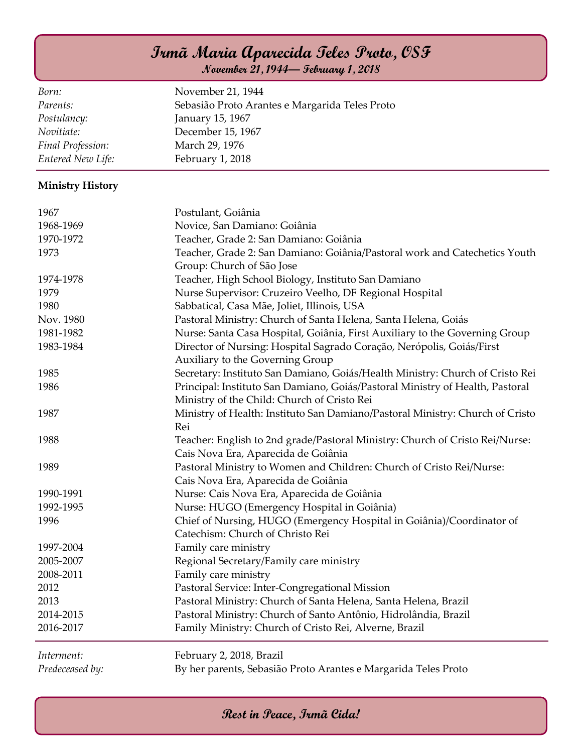# Irmã Maria Aparecida Teles Proto, OSF

**November 21, 1944— February 1, 2018**

| | |
|---|---|
| *Born:* | November 21, 1944 |
| *Parents:* | Sebasião Proto Arantes e Margarida Teles Proto |
| *Postulancy:* | January 15, 1967 |
| *Novitiate:* | December 15, 1967 |
| *Final Profession:* | March 29, 1976 |
| *Entered New Life:* | February 1, 2018 |

**Ministry History**

| | |
|---|---|
| 1967 | Postulant, Goiânia |
| 1968-1969 | Novice, San Damiano: Goiânia |
| 1970-1972 | Teacher, Grade 2: San Damiano: Goiânia |
| 1973 | Teacher, Grade 2: San Damiano: Goiânia/Pastoral work and Catechetics Youth Group: Church of São Jose |
| 1974-1978 | Teacher, High School Biology, Instituto San Damiano |
| 1979 | Nurse Supervisor: Cruzeiro Veelho, DF Regional Hospital |
| 1980 | Sabbatical, Casa Mãe, Joliet, Illinois, USA |
| Nov. 1980 | Pastoral Ministry: Church of Santa Helena, Santa Helena, Goiás |
| 1981-1982 | Nurse: Santa Casa Hospital, Goiânia, First Auxiliary to the Governing Group |
| 1983-1984 | Director of Nursing: Hospital Sagrado Coração, Nerópolis, Goiás/First Auxiliary to the Governing Group |
| 1985 | Secretary: Instituto San Damiano, Goiás/Health Ministry: Church of Cristo Rei |
| 1986 | Principal: Instituto San Damiano, Goiás/Pastoral Ministry of Health, Pastoral Ministry of the Child: Church of Cristo Rei |
| 1987 | Ministry of Health: Instituto San Damiano/Pastoral Ministry: Church of Cristo Rei |
| 1988 | Teacher: English to 2nd grade/Pastoral Ministry: Church of Cristo Rei/Nurse: Cais Nova Era, Aparecida de Goiânia |
| 1989 | Pastoral Ministry to Women and Children: Church of Cristo Rei/Nurse: Cais Nova Era, Aparecida de Goiânia |
| 1990-1991 | Nurse: Cais Nova Era, Aparecida de Goiânia |
| 1992-1995 | Nurse: HUGO (Emergency Hospital in Goiânia) |
| 1996 | Chief of Nursing, HUGO (Emergency Hospital in Goiânia)/Coordinator of Catechism: Church of Christo Rei |
| 1997-2004 | Family care ministry |
| 2005-2007 | Regional Secretary/Family care ministry |
| 2008-2011 | Family care ministry |
| 2012 | Pastoral Service: Inter-Congregational Mission |
| 2013 | Pastoral Ministry: Church of Santa Helena, Santa Helena, Brazil |
| 2014-2015 | Pastoral Ministry: Church of Santo Antônio, Hidrolândia, Brazil |
| 2016-2017 | Family Ministry: Church of Cristo Rei, Alverne, Brazil |

| | |
|---|---|
| *Interment:* | February 2, 2018, Brazil |
| *Predeceased by:* | By her parents, Sebasião Proto Arantes e Margarida Teles Proto |

**Rest in Peace, Irmã Cida!**